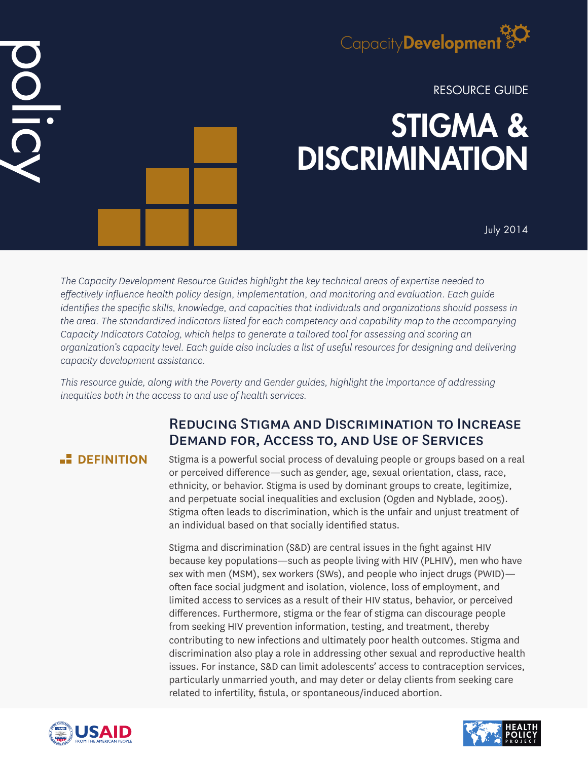policy

Capacity**Development**

RESOURCE GUIDE

# STIGMA & DISCRIMINATION

July 2014

*The Capacity Development Resource Guides highlight the key technical areas of expertise needed to effectively influence health policy design, implementation, and monitoring and evaluation. Each guide identifies the specific skills, knowledge, and capacities that individuals and organizations should possess in the area. The standardized indicators listed for each competency and capability map to the accompanying Capacity Indicators Catalog, which helps to generate a tailored tool for assessing and scoring an organization's capacity level. Each guide also includes a list of useful resources for designing and delivering capacity development assistance.*

*This resource guide, along with the Poverty and Gender guides, highlight the importance of addressing inequities both in the access to and use of health services.*

## Reducing Stigma and Discrimination to Increase Demand for, Access to, and Use of Services

### DEFINITION

Stigma is a powerful social process of devaluing people or groups based on a real or perceived difference—such as gender, age, sexual orientation, class, race, ethnicity, or behavior. Stigma is used by dominant groups to create, legitimize, and perpetuate social inequalities and exclusion (Ogden and Nyblade, 2005). Stigma often leads to discrimination, which is the unfair and unjust treatment of an individual based on that socially identified status.

Stigma and discrimination (S&D) are central issues in the fight against HIV because key populations—such as people living with HIV (PLHIV), men who have sex with men (MSM), sex workers (SWs), and people who inject drugs (PWID)—often face social judgment and isolation, violence, loss of employment, and limited access to services as a result of their HIV status, behavior, or perceived differences. Furthermore, stigma or the fear of stigma can discourage people from seeking HIV prevention information, testing, and treatment, thereby contributing to new infections and ultimately poor health outcomes. Stigma and discrimination also play a role in addressing other sexual and reproductive health issues. For instance, S&D can limit adolescents' access to contraception services, particularly unmarried youth, and may deter or delay clients from seeking care related to infertility, fistula, or spontaneous/induced abortion.

USAID FROM THE AMERICAN PEOPLE

HEALTH POLICY PROJECT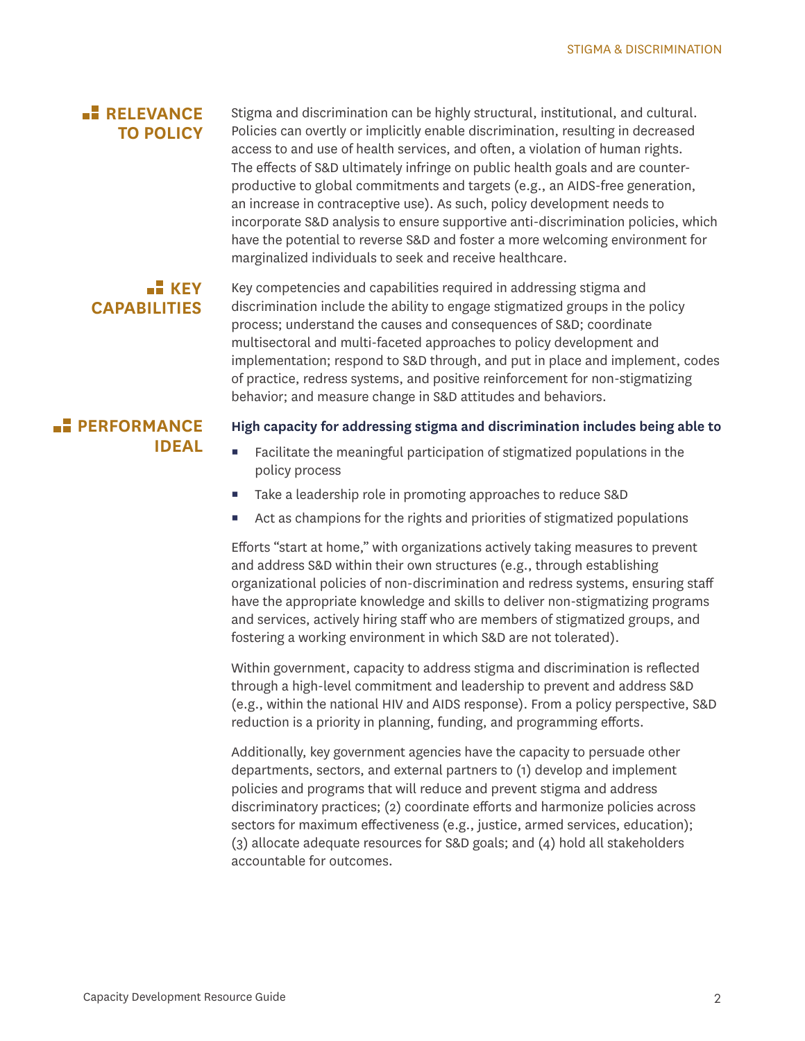## RELEVANCE TO POLICY

Stigma and discrimination can be highly structural, institutional, and cultural. Policies can overtly or implicitly enable discrimination, resulting in decreased access to and use of health services, and often, a violation of human rights. The effects of S&D ultimately infringe on public health goals and are counter-productive to global commitments and targets (e.g., an AIDS-free generation, an increase in contraceptive use). As such, policy development needs to incorporate S&D analysis to ensure supportive anti-discrimination policies, which have the potential to reverse S&D and foster a more welcoming environment for marginalized individuals to seek and receive healthcare.

## KEY CAPABILITIES

Key competencies and capabilities required in addressing stigma and discrimination include the ability to engage stigmatized groups in the policy process; understand the causes and consequences of S&D; coordinate multisectoral and multi-faceted approaches to policy development and implementation; respond to S&D through, and put in place and implement, codes of practice, redress systems, and positive reinforcement for non-stigmatizing behavior; and measure change in S&D attitudes and behaviors.

## PERFORMANCE IDEAL

**High capacity for addressing stigma and discrimination includes being able to**

- Facilitate the meaningful participation of stigmatized populations in the policy process
- Take a leadership role in promoting approaches to reduce S&D
- Act as champions for the rights and priorities of stigmatized populations

Efforts "start at home," with organizations actively taking measures to prevent and address S&D within their own structures (e.g., through establishing organizational policies of non-discrimination and redress systems, ensuring staff have the appropriate knowledge and skills to deliver non-stigmatizing programs and services, actively hiring staff who are members of stigmatized groups, and fostering a working environment in which S&D are not tolerated).

Within government, capacity to address stigma and discrimination is reflected through a high-level commitment and leadership to prevent and address S&D (e.g., within the national HIV and AIDS response). From a policy perspective, S&D reduction is a priority in planning, funding, and programming efforts.

Additionally, key government agencies have the capacity to persuade other departments, sectors, and external partners to (1) develop and implement policies and programs that will reduce and prevent stigma and address discriminatory practices; (2) coordinate efforts and harmonize policies across sectors for maximum effectiveness (e.g., justice, armed services, education); (3) allocate adequate resources for S&D goals; and (4) hold all stakeholders accountable for outcomes.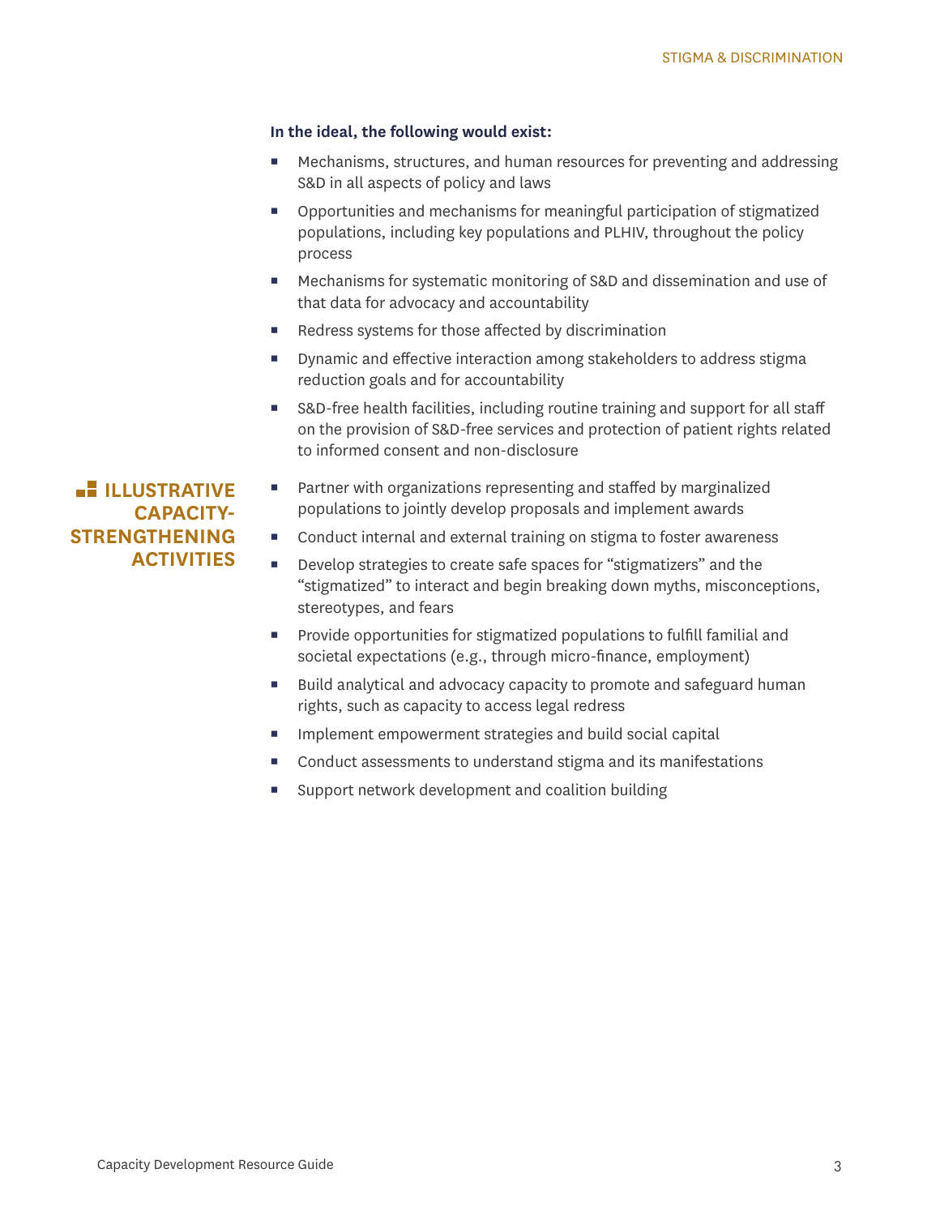**In the ideal, the following would exist:**

- Mechanisms, structures, and human resources for preventing and addressing S&D in all aspects of policy and laws
- Opportunities and mechanisms for meaningful participation of stigmatized populations, including key populations and PLHIV, throughout the policy process
- Mechanisms for systematic monitoring of S&D and dissemination and use of that data for advocacy and accountability
- Redress systems for those affected by discrimination
- Dynamic and effective interaction among stakeholders to address stigma reduction goals and for accountability
- S&D-free health facilities, including routine training and support for all staff on the provision of S&D-free services and protection of patient rights related to informed consent and non-disclosure

## ILLUSTRATIVE CAPACITY-STRENGTHENING ACTIVITIES

- Partner with organizations representing and staffed by marginalized populations to jointly develop proposals and implement awards
- Conduct internal and external training on stigma to foster awareness
- Develop strategies to create safe spaces for "stigmatizers" and the "stigmatized" to interact and begin breaking down myths, misconceptions, stereotypes, and fears
- Provide opportunities for stigmatized populations to fulfill familial and societal expectations (e.g., through micro-finance, employment)
- Build analytical and advocacy capacity to promote and safeguard human rights, such as capacity to access legal redress
- Implement empowerment strategies and build social capital
- Conduct assessments to understand stigma and its manifestations
- Support network development and coalition building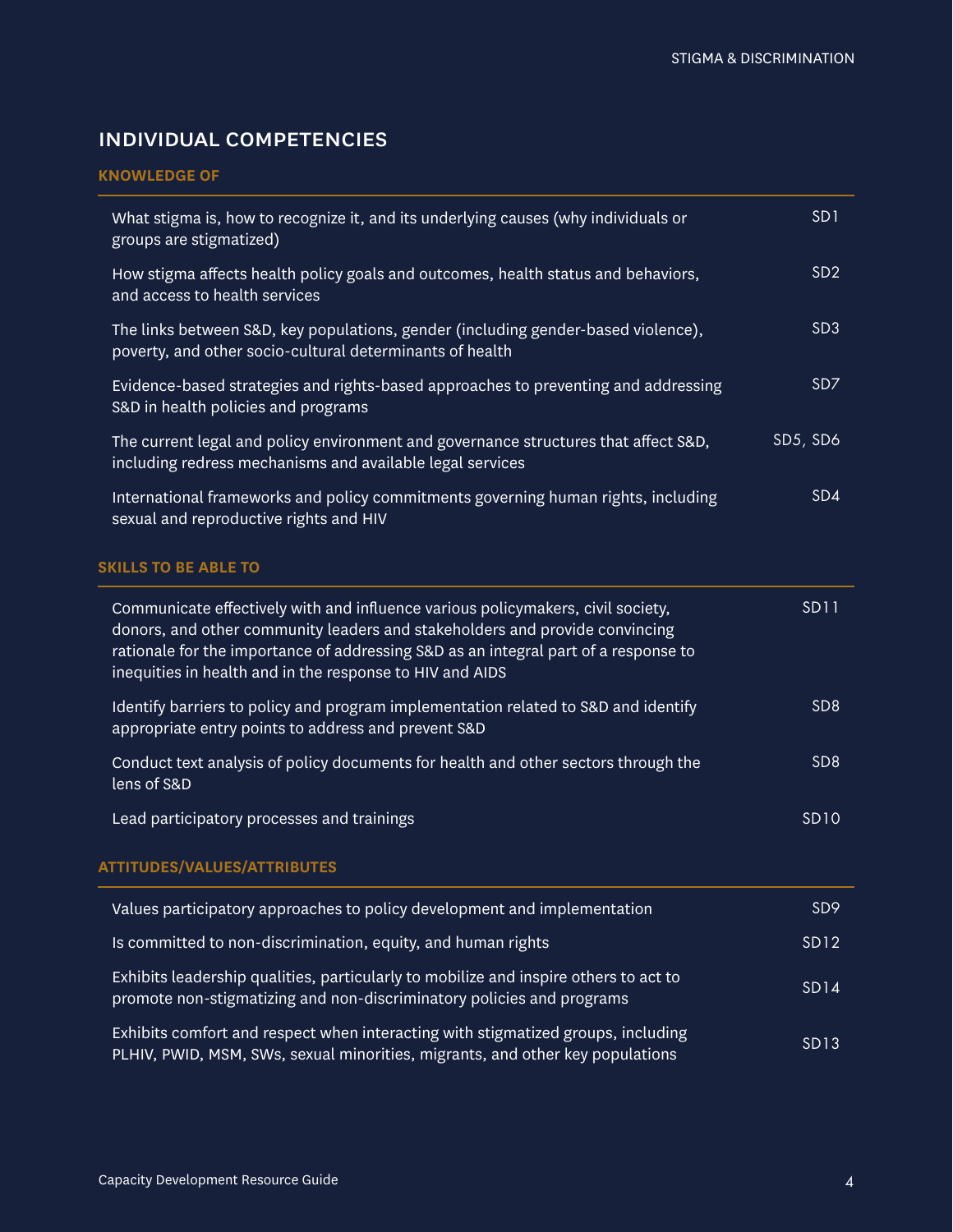## INDIVIDUAL COMPETENCIES

### KNOWLEDGE OF

| | |
|---|---|
| What stigma is, how to recognize it, and its underlying causes (why individuals or groups are stigmatized) | SD1 |
| How stigma affects health policy goals and outcomes, health status and behaviors, and access to health services | SD2 |
| The links between S&D, key populations, gender (including gender-based violence), poverty, and other socio-cultural determinants of health | SD3 |
| Evidence-based strategies and rights-based approaches to preventing and addressing S&D in health policies and programs | SD7 |
| The current legal and policy environment and governance structures that affect S&D, including redress mechanisms and available legal services | SD5, SD6 |
| International frameworks and policy commitments governing human rights, including sexual and reproductive rights and HIV | SD4 |

### SKILLS TO BE ABLE TO

| | |
|---|---|
| Communicate effectively with and influence various policymakers, civil society, donors, and other community leaders and stakeholders and provide convincing rationale for the importance of addressing S&D as an integral part of a response to inequities in health and in the response to HIV and AIDS | SD11 |
| Identify barriers to policy and program implementation related to S&D and identify appropriate entry points to address and prevent S&D | SD8 |
| Conduct text analysis of policy documents for health and other sectors through the lens of S&D | SD8 |
| Lead participatory processes and trainings | SD10 |

### ATTITUDES/VALUES/ATTRIBUTES

| | |
|---|---|
| Values participatory approaches to policy development and implementation | SD9 |
| Is committed to non-discrimination, equity, and human rights | SD12 |
| Exhibits leadership qualities, particularly to mobilize and inspire others to act to promote non-stigmatizing and non-discriminatory policies and programs | SD14 |
| Exhibits comfort and respect when interacting with stigmatized groups, including PLHIV, PWID, MSM, SWs, sexual minorities, migrants, and other key populations | SD13 |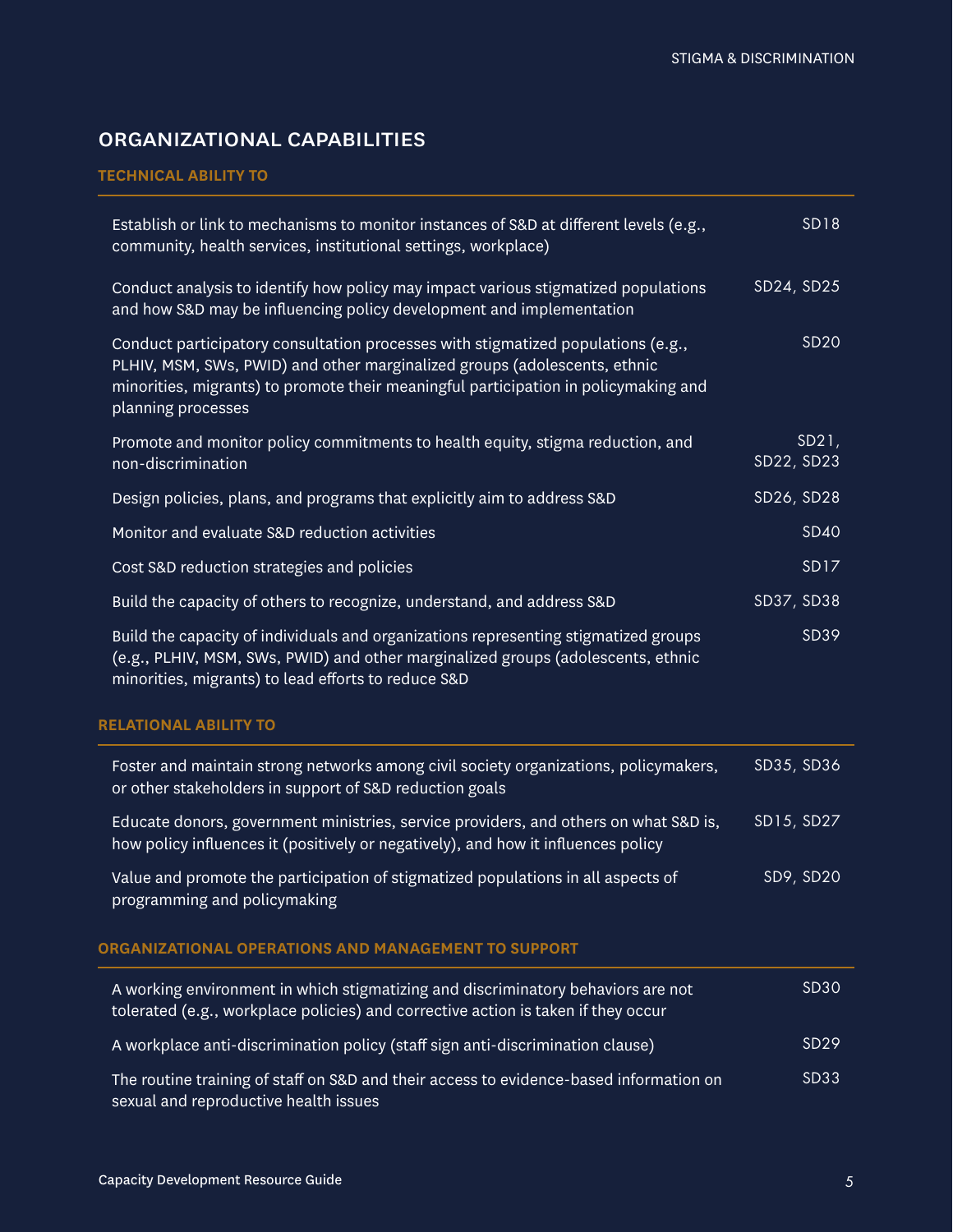## ORGANIZATIONAL CAPABILITIES

### TECHNICAL ABILITY TO

| | |
|---|---|
| Establish or link to mechanisms to monitor instances of S&D at different levels (e.g., community, health services, institutional settings, workplace) | SD18 |
| Conduct analysis to identify how policy may impact various stigmatized populations and how S&D may be influencing policy development and implementation | SD24, SD25 |
| Conduct participatory consultation processes with stigmatized populations (e.g., PLHIV, MSM, SWs, PWID) and other marginalized groups (adolescents, ethnic minorities, migrants) to promote their meaningful participation in policymaking and planning processes | SD20 |
| Promote and monitor policy commitments to health equity, stigma reduction, and non-discrimination | SD21, SD22, SD23 |
| Design policies, plans, and programs that explicitly aim to address S&D | SD26, SD28 |
| Monitor and evaluate S&D reduction activities | SD40 |
| Cost S&D reduction strategies and policies | SD17 |
| Build the capacity of others to recognize, understand, and address S&D | SD37, SD38 |
| Build the capacity of individuals and organizations representing stigmatized groups (e.g., PLHIV, MSM, SWs, PWID) and other marginalized groups (adolescents, ethnic minorities, migrants) to lead efforts to reduce S&D | SD39 |

### RELATIONAL ABILITY TO

| | |
|---|---|
| Foster and maintain strong networks among civil society organizations, policymakers, or other stakeholders in support of S&D reduction goals | SD35, SD36 |
| Educate donors, government ministries, service providers, and others on what S&D is, how policy influences it (positively or negatively), and how it influences policy | SD15, SD27 |
| Value and promote the participation of stigmatized populations in all aspects of programming and policymaking | SD9, SD20 |

### ORGANIZATIONAL OPERATIONS AND MANAGEMENT TO SUPPORT

| | |
|---|---|
| A working environment in which stigmatizing and discriminatory behaviors are not tolerated (e.g., workplace policies) and corrective action is taken if they occur | SD30 |
| A workplace anti-discrimination policy (staff sign anti-discrimination clause) | SD29 |
| The routine training of staff on S&D and their access to evidence-based information on sexual and reproductive health issues | SD33 |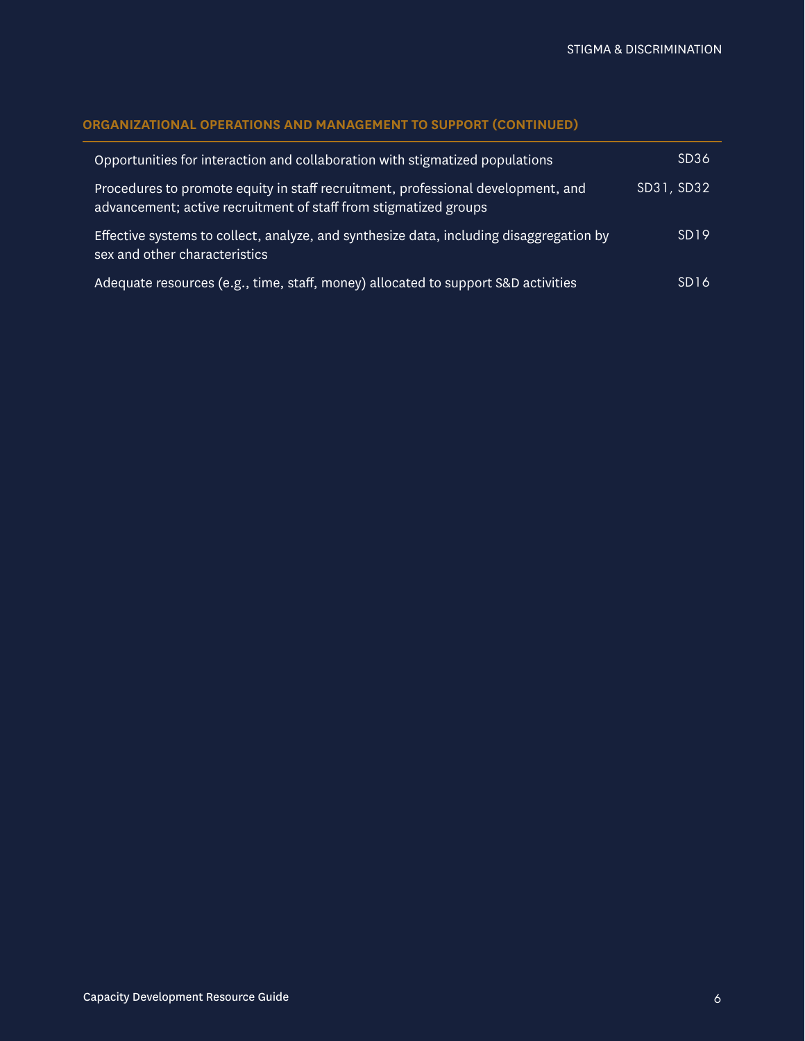### ORGANIZATIONAL OPERATIONS AND MANAGEMENT TO SUPPORT (CONTINUED)

| | |
|---|---|
| Opportunities for interaction and collaboration with stigmatized populations | SD36 |
| Procedures to promote equity in staff recruitment, professional development, and advancement; active recruitment of staff from stigmatized groups | SD31, SD32 |
| Effective systems to collect, analyze, and synthesize data, including disaggregation by sex and other characteristics | SD19 |
| Adequate resources (e.g., time, staff, money) allocated to support S&D activities | SD16 |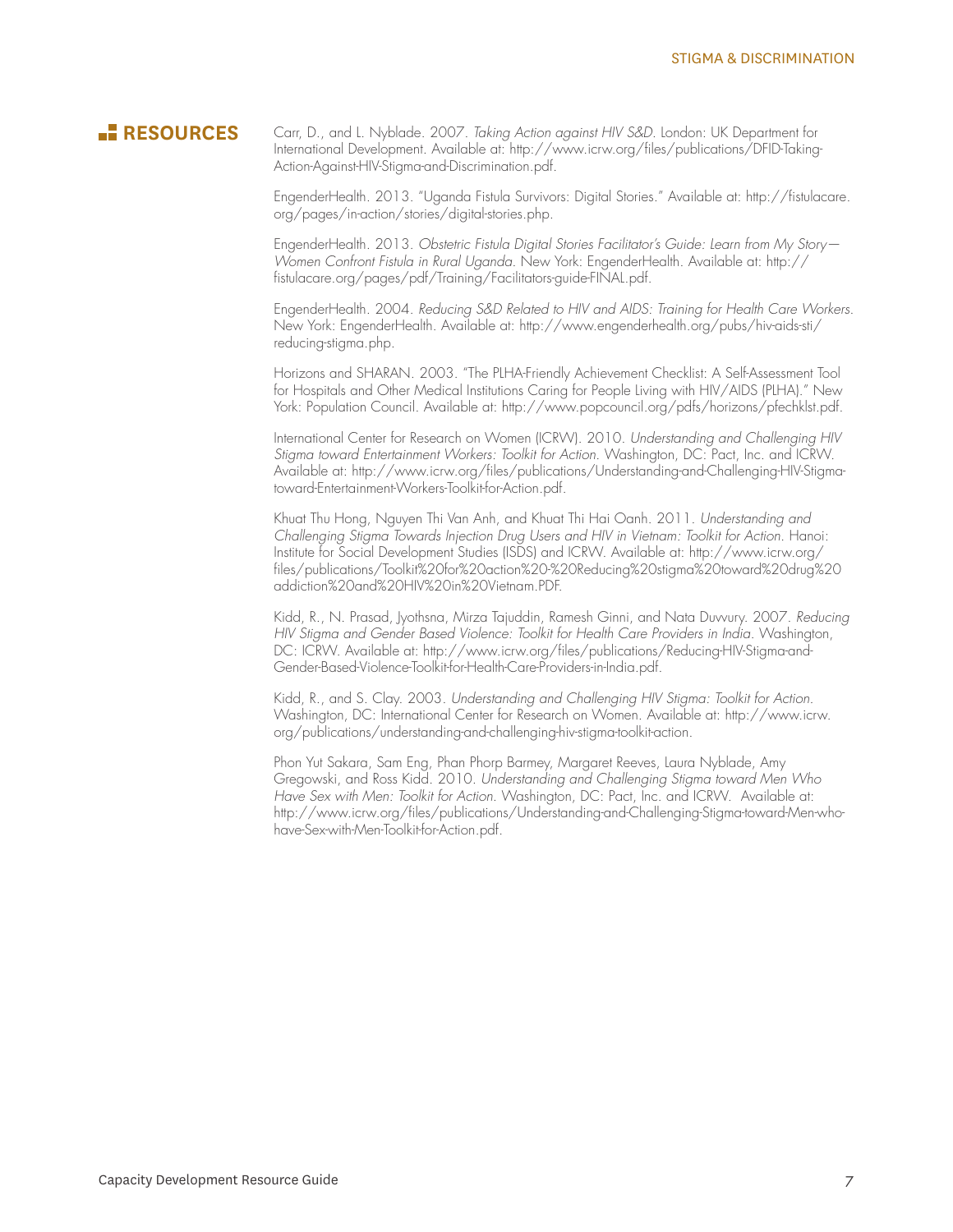## RESOURCES

Carr, D., and L. Nyblade. 2007. *Taking Action against HIV S&D*. London: UK Department for International Development. Available at: http://www.icrw.org/files/publications/DFID-Taking-Action-Against-HIV-Stigma-and-Discrimination.pdf.

EngenderHealth. 2013. "Uganda Fistula Survivors: Digital Stories." Available at: http://fistulacare.org/pages/in-action/stories/digital-stories.php.

EngenderHealth. 2013. *Obstetric Fistula Digital Stories Facilitator's Guide: Learn from My Story—Women Confront Fistula in Rural Uganda*. New York: EngenderHealth. Available at: http://fistulacare.org/pages/pdf/Training/Facilitators-guide-FINAL.pdf.

EngenderHealth. 2004. *Reducing S&D Related to HIV and AIDS: Training for Health Care Workers*. New York: EngenderHealth. Available at: http://www.engenderhealth.org/pubs/hiv-aids-sti/reducing-stigma.php.

Horizons and SHARAN. 2003. "The PLHA-Friendly Achievement Checklist: A Self-Assessment Tool for Hospitals and Other Medical Institutions Caring for People Living with HIV/AIDS (PLHA)." New York: Population Council. Available at: http://www.popcouncil.org/pdfs/horizons/pfechklst.pdf.

International Center for Research on Women (ICRW). 2010. *Understanding and Challenging HIV Stigma toward Entertainment Workers: Toolkit for Action*. Washington, DC: Pact, Inc. and ICRW. Available at: http://www.icrw.org/files/publications/Understanding-and-Challenging-HIV-Stigma-toward-Entertainment-Workers-Toolkit-for-Action.pdf.

Khuat Thu Hong, Nguyen Thi Van Anh, and Khuat Thi Hai Oanh. 2011. *Understanding and Challenging Stigma Towards Injection Drug Users and HIV in Vietnam: Toolkit for Action*. Hanoi: Institute for Social Development Studies (ISDS) and ICRW. Available at: http://www.icrw.org/files/publications/Toolkit%20for%20action%20-%20Reducing%20stigma%20toward%20drug%20addiction%20and%20HIV%20in%20Vietnam.PDF.

Kidd, R., N. Prasad, Jyothsna, Mirza Tajuddin, Ramesh Ginni, and Nata Duvvury. 2007. *Reducing HIV Stigma and Gender Based Violence: Toolkit for Health Care Providers in India*. Washington, DC: ICRW. Available at: http://www.icrw.org/files/publications/Reducing-HIV-Stigma-and-Gender-Based-Violence-Toolkit-for-Health-Care-Providers-in-India.pdf.

Kidd, R., and S. Clay. 2003. *Understanding and Challenging HIV Stigma: Toolkit for Action*. Washington, DC: International Center for Research on Women. Available at: http://www.icrw.org/publications/understanding-and-challenging-hiv-stigma-toolkit-action.

Phon Yut Sakara, Sam Eng, Phan Phorp Barmey, Margaret Reeves, Laura Nyblade, Amy Gregowski, and Ross Kidd. 2010. *Understanding and Challenging Stigma toward Men Who Have Sex with Men: Toolkit for Action*. Washington, DC: Pact, Inc. and ICRW. Available at: http://www.icrw.org/files/publications/Understanding-and-Challenging-Stigma-toward-Men-who-have-Sex-with-Men-Toolkit-for-Action.pdf.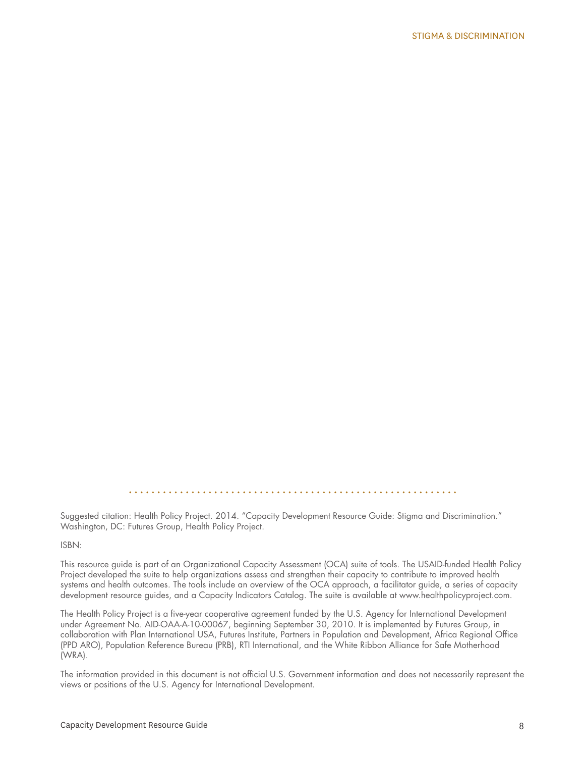Suggested citation: Health Policy Project. 2014. "Capacity Development Resource Guide: Stigma and Discrimination." Washington, DC: Futures Group, Health Policy Project.

ISBN:

This resource guide is part of an Organizational Capacity Assessment (OCA) suite of tools. The USAID-funded Health Policy Project developed the suite to help organizations assess and strengthen their capacity to contribute to improved health systems and health outcomes. The tools include an overview of the OCA approach, a facilitator guide, a series of capacity development resource guides, and a Capacity Indicators Catalog. The suite is available at www.healthpolicyproject.com.

The Health Policy Project is a five-year cooperative agreement funded by the U.S. Agency for International Development under Agreement No. AID-OAA-A-10-00067, beginning September 30, 2010. It is implemented by Futures Group, in collaboration with Plan International USA, Futures Institute, Partners in Population and Development, Africa Regional Office (PPD ARO), Population Reference Bureau (PRB), RTI International, and the White Ribbon Alliance for Safe Motherhood (WRA).

The information provided in this document is not official U.S. Government information and does not necessarily represent the views or positions of the U.S. Agency for International Development.